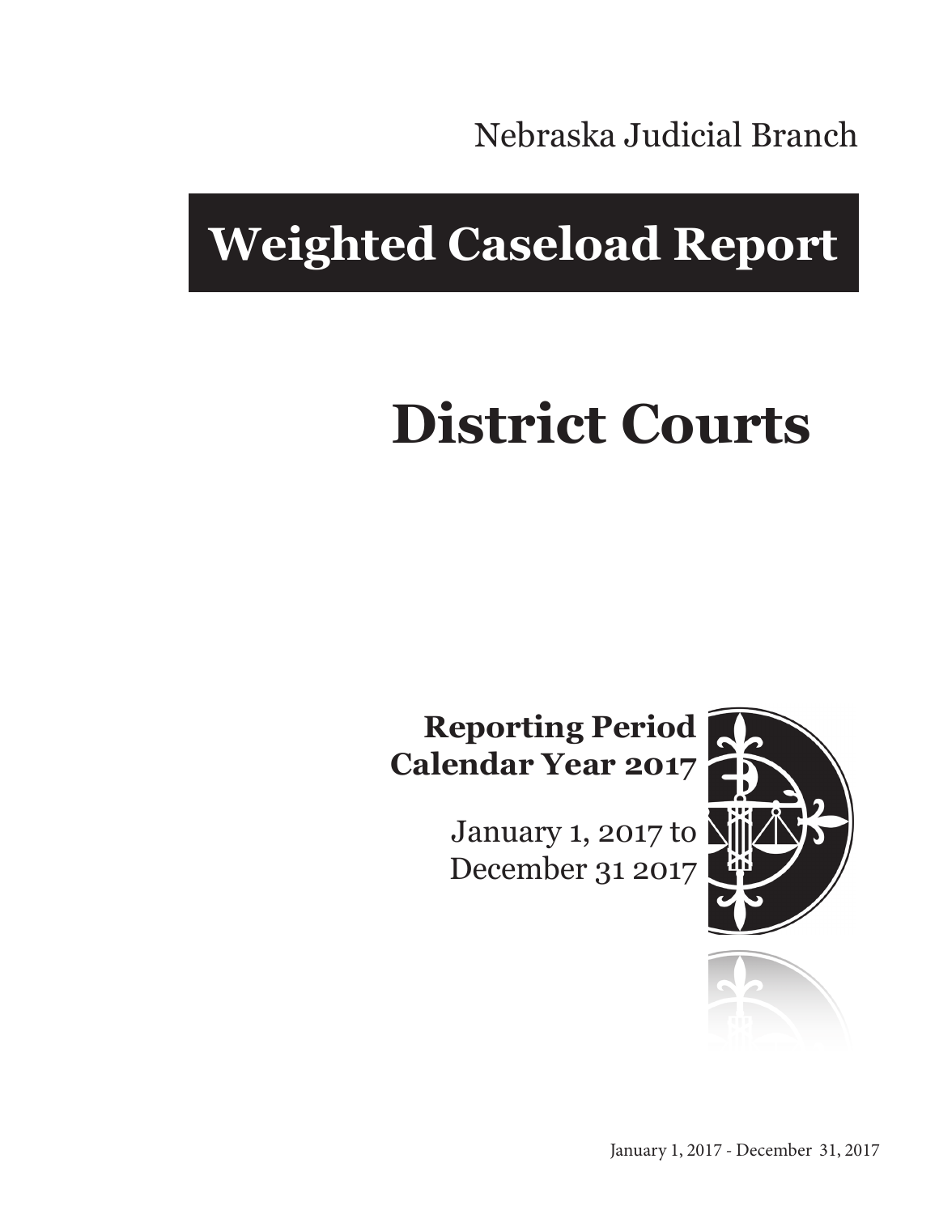Nebraska Judicial Branch

# Weighted Caseload Report

# District Courts

**Reporting Period**
**Calendar Year 2017**

January 1, 2017 to
December 31 2017

January 1, 2017 - December 31, 2017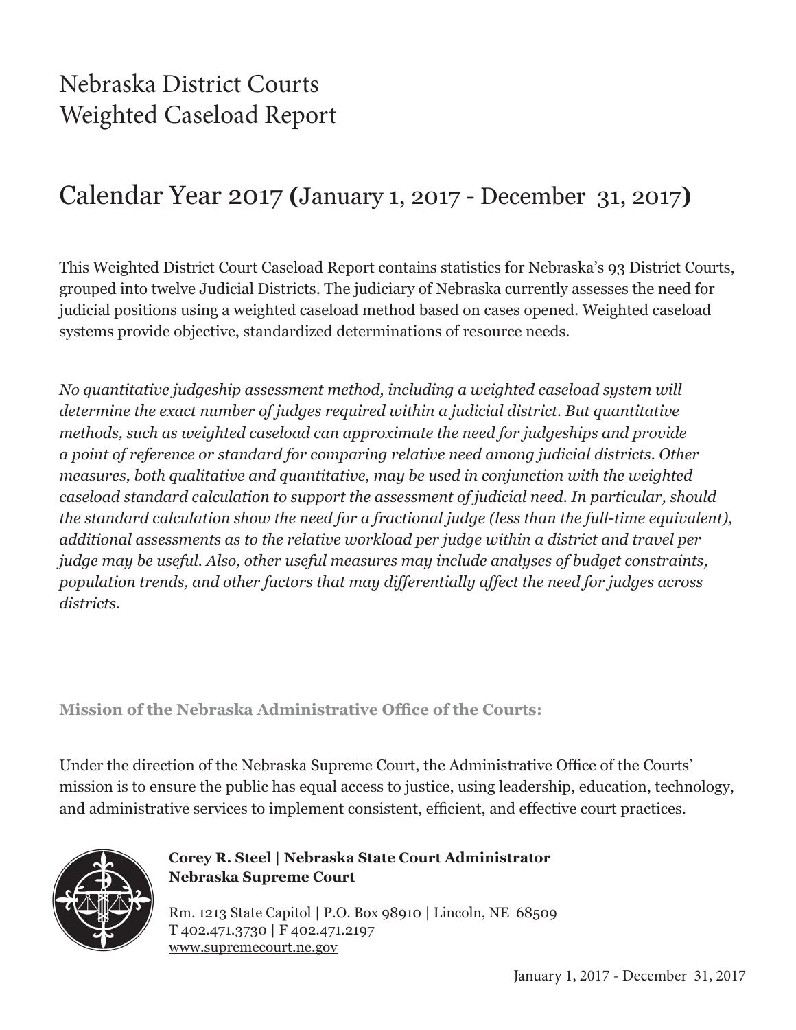# Nebraska District Courts
# Weighted Caseload Report

## Calendar Year 2017 (January 1, 2017 - December 31, 2017)

This Weighted District Court Caseload Report contains statistics for Nebraska's 93 District Courts, grouped into twelve Judicial Districts. The judiciary of Nebraska currently assesses the need for judicial positions using a weighted caseload method based on cases opened. Weighted caseload systems provide objective, standardized determinations of resource needs.

*No quantitative judgeship assessment method, including a weighted caseload system will determine the exact number of judges required within a judicial district. But quantitative methods, such as weighted caseload can approximate the need for judgeships and provide a point of reference or standard for comparing relative need among judicial districts. Other measures, both qualitative and quantitative, may be used in conjunction with the weighted caseload standard calculation to support the assessment of judicial need. In particular, should the standard calculation show the need for a fractional judge (less than the full-time equivalent), additional assessments as to the relative workload per judge within a district and travel per judge may be useful. Also, other useful measures may include analyses of budget constraints, population trends, and other factors that may differentially affect the need for judges across districts.*

**Mission of the Nebraska Administrative Office of the Courts:**

Under the direction of the Nebraska Supreme Court, the Administrative Office of the Courts' mission is to ensure the public has equal access to justice, using leadership, education, technology, and administrative services to implement consistent, efficient, and effective court practices.

**Corey R. Steel | Nebraska State Court Administrator**
**Nebraska Supreme Court**

Rm. 1213 State Capitol | P.O. Box 98910 | Lincoln, NE 68509
T 402.471.3730 | F 402.471.2197
www.supremecourt.ne.gov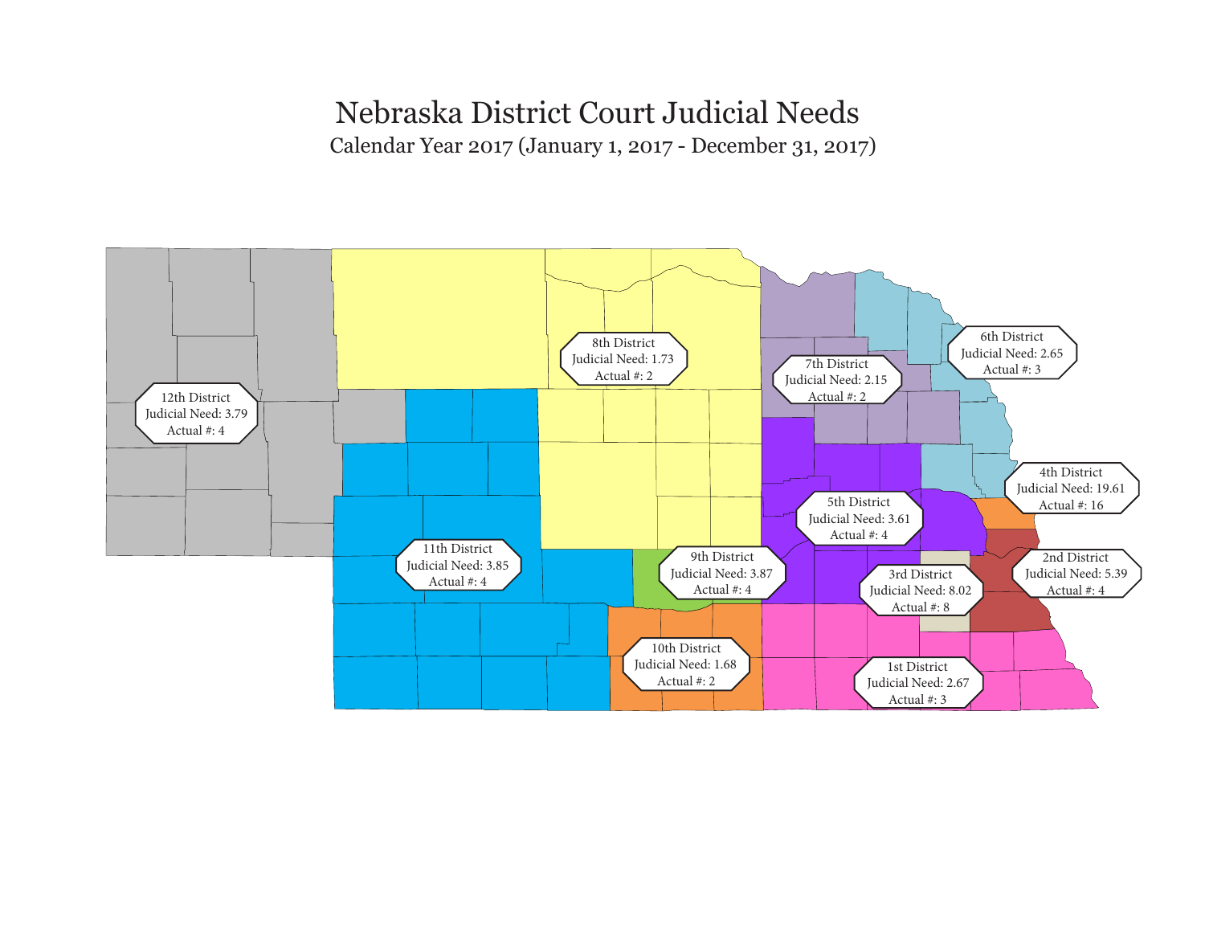# Nebraska District Court Judicial Needs

## Calendar Year 2017 (January 1, 2017 - December 31, 2017)

8th District
Judicial Need: 1.73
Actual #: 2

7th District
Judicial Need: 2.15
Actual #: 2

6th District
Judicial Need: 2.65
Actual #: 3

12th District
Judicial Need: 3.79
Actual #: 4

4th District
Judicial Need: 19.61
Actual #: 16

5th District
Judicial Need: 3.61
Actual #: 4

11th District
Judicial Need: 3.85
Actual #: 4

9th District
Judicial Need: 3.87
Actual #: 4

2nd District
Judicial Need: 5.39
Actual #: 4

3rd District
Judicial Need: 8.02
Actual #: 8

10th District
Judicial Need: 1.68
Actual #: 2

1st District
Judicial Need: 2.67
Actual #: 3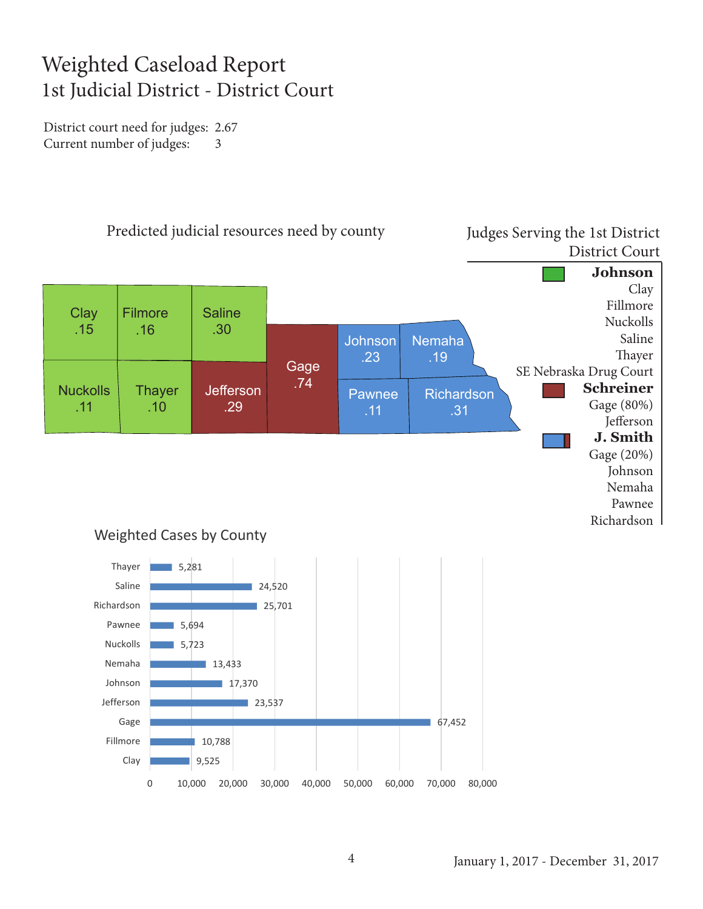# Weighted Caseload Report

## 1st Judicial District - District Court

District court need for judges: 2.67
Current number of judges: 3

### Predicted judicial resources need by county

| County | Need |
|---|---|
| Clay | .15 |
| Filmore | .16 |
| Saline | .30 |
| Nuckolls | .11 |
| Thayer | .10 |
| Jefferson | .29 |
| Gage | .74 |
| Johnson | .23 |
| Nemaha | .19 |
| Pawnee | .11 |
| Richardson | .31 |

### Judges Serving the 1st District District Court

**Johnson**
- Clay
- Fillmore
- Nuckolls
- Saline
- Thayer
- SE Nebraska Drug Court

**Schreiner**
- Gage (80%)
- Jefferson

**J. Smith**
- Gage (20%)
- Johnson
- Nemaha
- Pawnee
- Richardson

### Weighted Cases by County

| County | Weighted Cases |
|---|---|
| Thayer | 5,281 |
| Saline | 24,520 |
| Richardson | 25,701 |
| Pawnee | 5,694 |
| Nuckolls | 5,723 |
| Nemaha | 13,433 |
| Johnson | 17,370 |
| Jefferson | 23,537 |
| Gage | 67,452 |
| Fillmore | 10,788 |
| Clay | 9,525 |

January 1, 2017 - December 31, 2017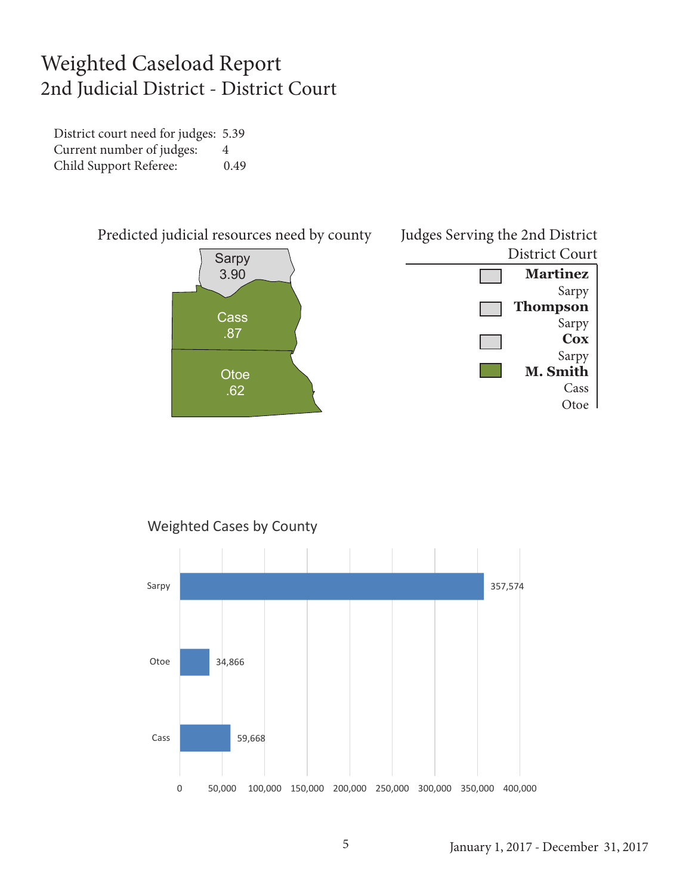# Weighted Caseload Report
## 2nd Judicial District - District Court

District court need for judges: 5.39
Current number of judges: 4
Child Support Referee: 0.49

### Predicted judicial resources need by county

| County | Need |
|---|---|
| Sarpy | 3.90 |
| Cass | .87 |
| Otoe | .62 |

### Judges Serving the 2nd District District Court

**Martinez**
Sarpy

**Thompson**
Sarpy

**Cox**
Sarpy

**M. Smith**
Cass
Otoe

### Weighted Cases by County

| County | Weighted Cases |
|---|---|
| Sarpy | 357,574 |
| Otoe | 34,866 |
| Cass | 59,668 |

January 1, 2017 - December 31, 2017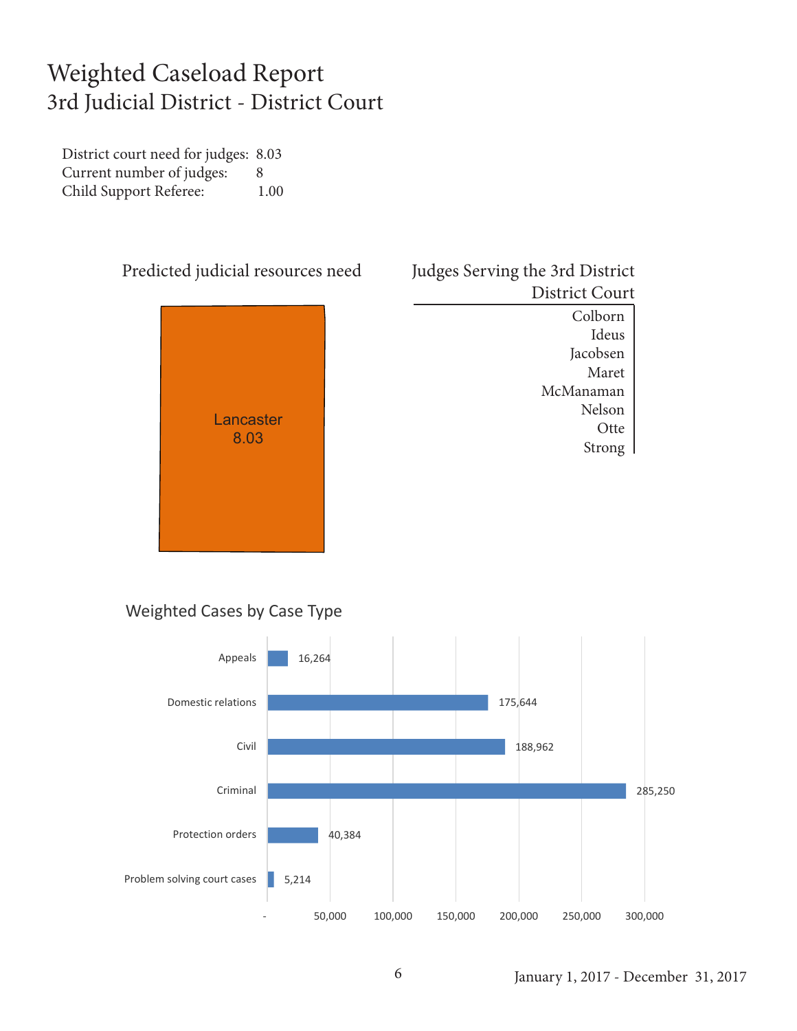# Weighted Caseload Report
## 3rd Judicial District - District Court

District court need for judges: 8.03
Current number of judges: 8
Child Support Referee: 1.00

### Predicted judicial resources need

Lancaster
8.03

### Judges Serving the 3rd District District Court

Colborn
Ideus
Jacobsen
Maret
McManaman
Nelson
Otte
Strong

### Weighted Cases by Case Type

| Case Type | Weighted Cases |
| --- | --- |
| Appeals | 16,264 |
| Domestic relations | 175,644 |
| Civil | 188,962 |
| Criminal | 285,250 |
| Protection orders | 40,384 |
| Problem solving court cases | 5,214 |

January 1, 2017 - December 31, 2017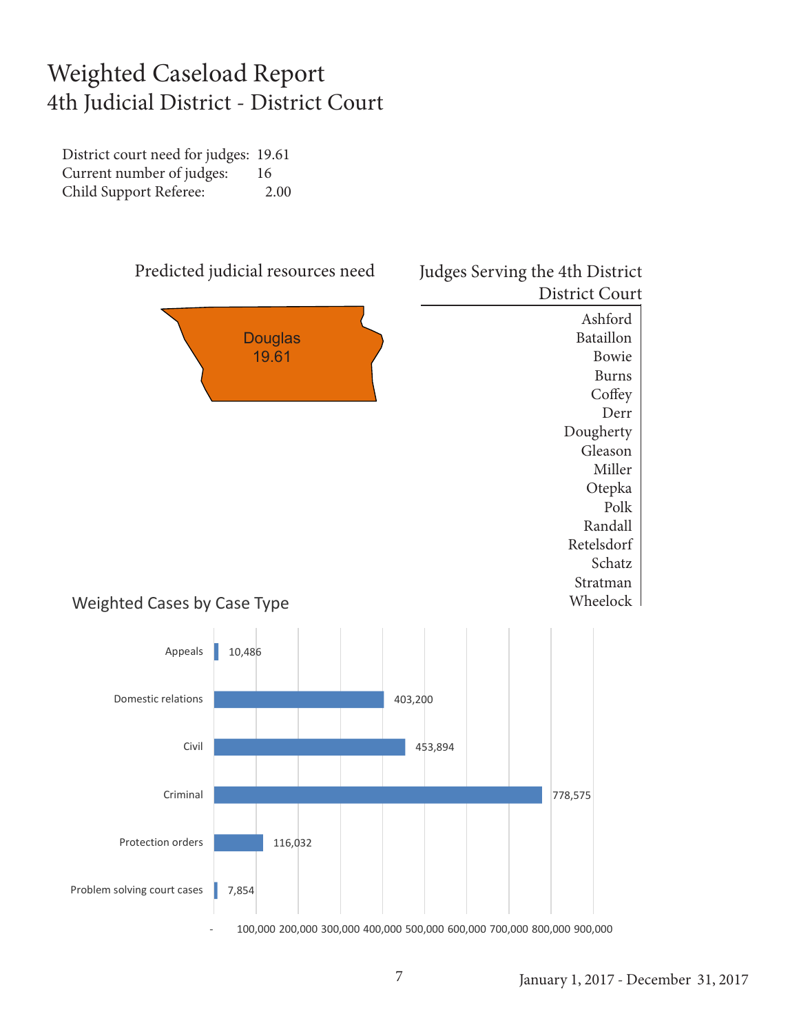# Weighted Caseload Report
## 4th Judicial District - District Court

District court need for judges: 19.61
Current number of judges: 16
Child Support Referee: 2.00

### Predicted judicial resources need

Douglas
19.61

### Judges Serving the 4th District District Court

Ashford
Bataillon
Bowie
Burns
Coffey
Derr
Dougherty
Gleason
Miller
Otepka
Polk
Randall
Retelsdorf
Schatz
Stratman
Wheelock

### Weighted Cases by Case Type

| Case Type | Weighted Cases |
|---|---|
| Appeals | 10,486 |
| Domestic relations | 403,200 |
| Civil | 453,894 |
| Criminal | 778,575 |
| Protection orders | 116,032 |
| Problem solving court cases | 7,854 |

January 1, 2017 - December 31, 2017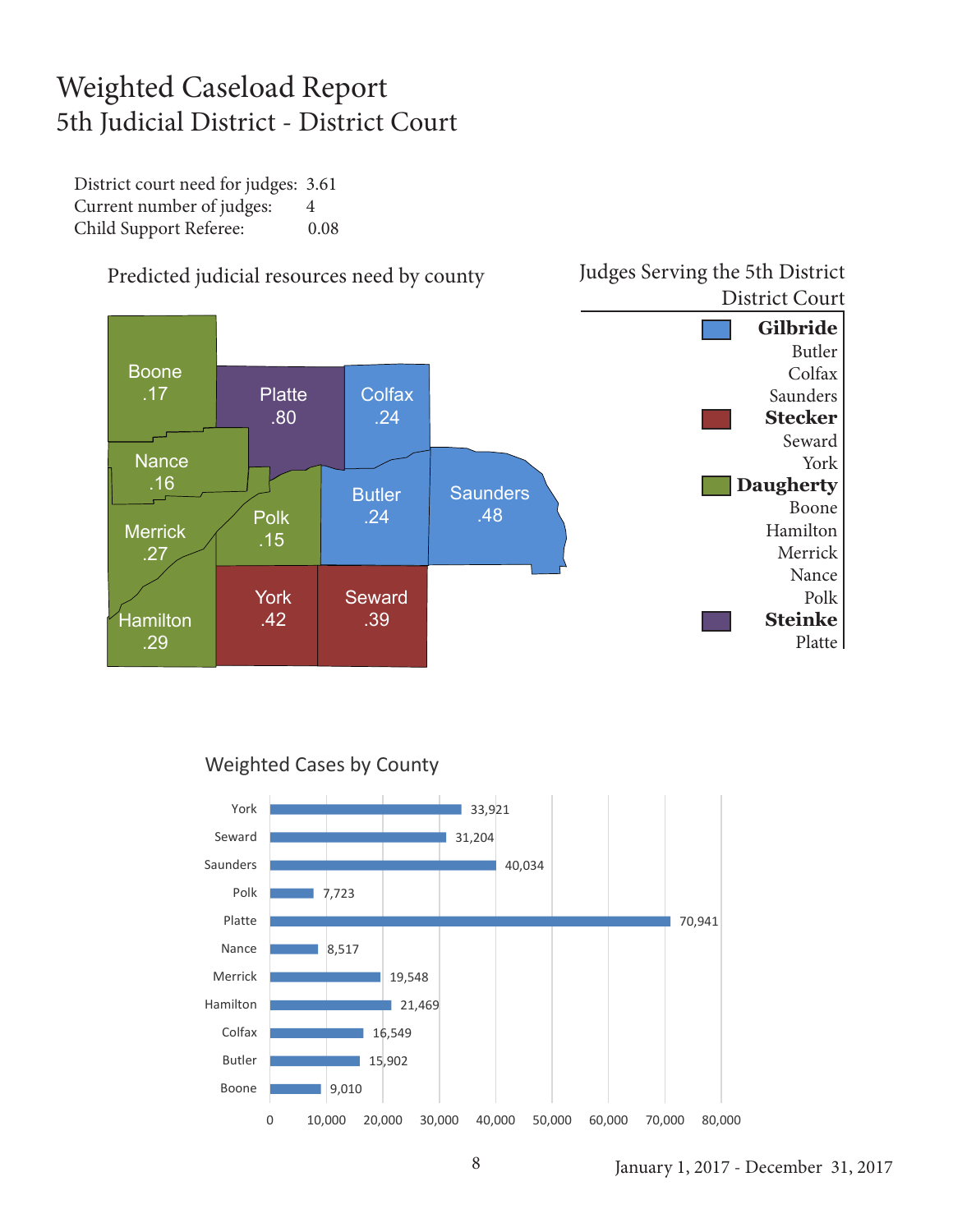# Weighted Caseload Report

## 5th Judicial District - District Court

District court need for judges: 3.61
Current number of judges: 4
Child Support Referee: 0.08

### Predicted judicial resources need by county

| County | Need |
| --- | --- |
| Boone | .17 |
| Platte | .80 |
| Colfax | .24 |
| Nance | .16 |
| Merrick | .27 |
| Polk | .15 |
| Butler | .24 |
| Saunders | .48 |
| Hamilton | .29 |
| York | .42 |
| Seward | .39 |

### Judges Serving the 5th District District Court

**Gilbride**
Butler
Colfax
Saunders

**Stecker**
Seward
York

**Daugherty**
Boone
Hamilton
Merrick
Nance
Polk

**Steinke**
Platte

### Weighted Cases by County

| County | Weighted Cases |
| --- | --- |
| York | 33,921 |
| Seward | 31,204 |
| Saunders | 40,034 |
| Polk | 7,723 |
| Platte | 70,941 |
| Nance | 8,517 |
| Merrick | 19,548 |
| Hamilton | 21,469 |
| Colfax | 16,549 |
| Butler | 15,902 |
| Boone | 9,010 |

January 1, 2017 - December 31, 2017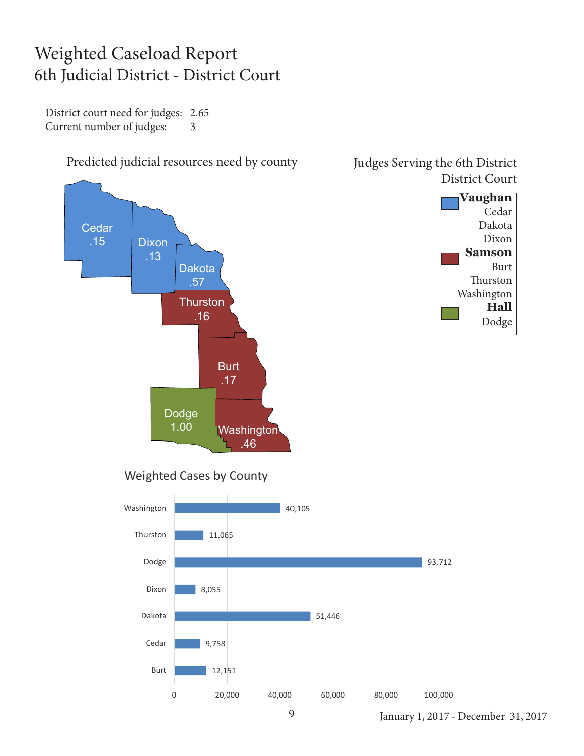# Weighted Caseload Report
## 6th Judicial District - District Court

District court need for judges: 2.65
Current number of judges: 3

### Predicted judicial resources need by county

| County | Need |
|---|---|
| Cedar | .15 |
| Dixon | .13 |
| Dakota | .57 |
| Thurston | .16 |
| Burt | .17 |
| Dodge | 1.00 |
| Washington | .46 |

### Judges Serving the 6th District District Court

**Vaughan**
- Cedar
- Dakota
- Dixon

**Samson**
- Burt
- Thurston
- Washington

**Hall**
- Dodge

### Weighted Cases by County

| County | Weighted Cases |
|---|---|
| Washington | 40,105 |
| Thurston | 11,065 |
| Dodge | 93,712 |
| Dixon | 8,055 |
| Dakota | 51,446 |
| Cedar | 9,758 |
| Burt | 12,151 |

January 1, 2017 - December 31, 2017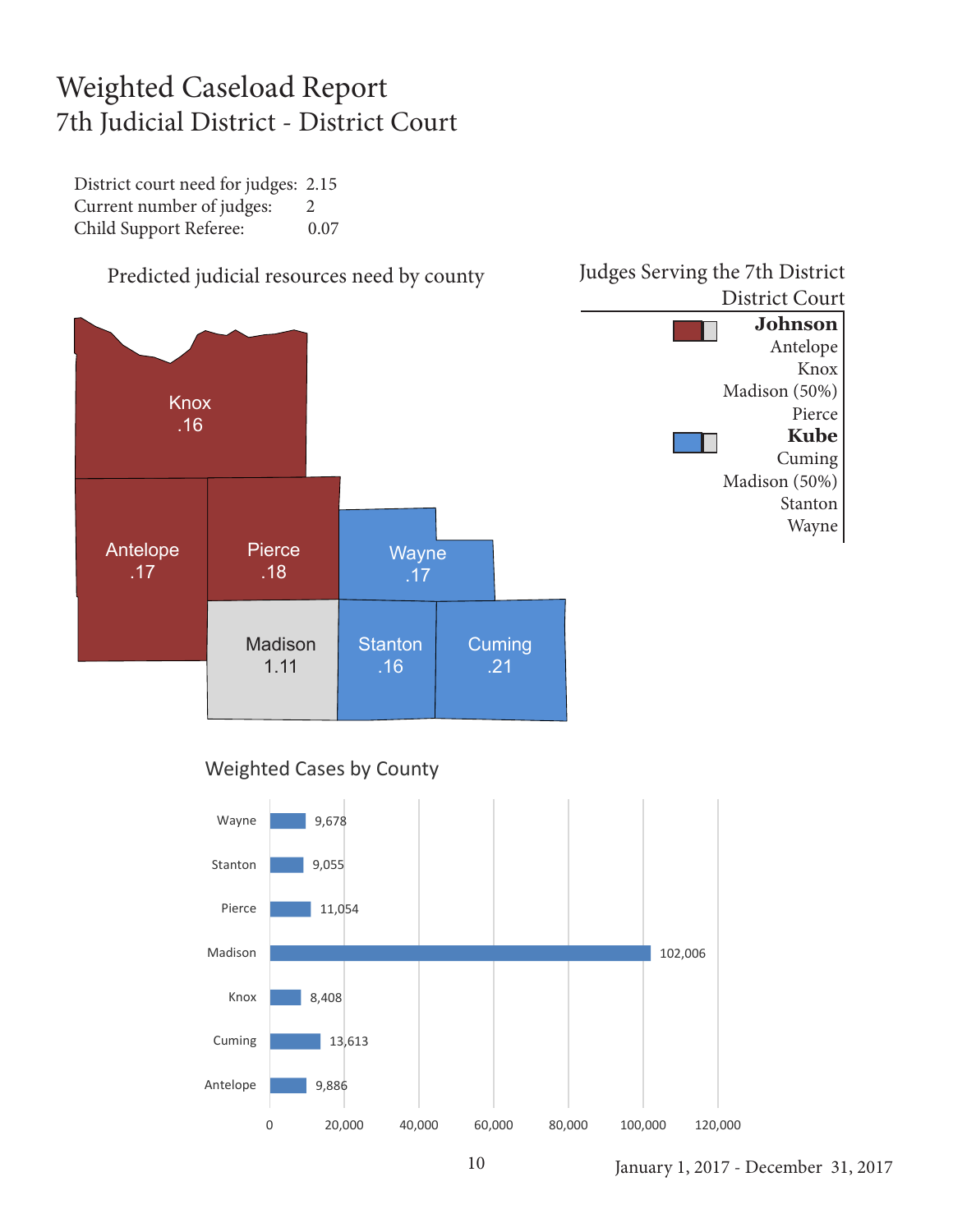# Weighted Caseload Report

## 7th Judicial District - District Court

District court need for judges: 2.15
Current number of judges: 2
Child Support Referee: 0.07

### Predicted judicial resources need by county

| County | Need |
|---|---|
| Knox | .16 |
| Antelope | .17 |
| Pierce | .18 |
| Wayne | .17 |
| Madison | 1.11 |
| Stanton | .16 |
| Cuming | .21 |

### Judges Serving the 7th District District Court

**Johnson**
Antelope
Knox
Madison (50%)
Pierce

**Kube**
Cuming
Madison (50%)
Stanton
Wayne

### Weighted Cases by County

| County | Weighted Cases |
|---|---|
| Wayne | 9,678 |
| Stanton | 9,055 |
| Pierce | 11,054 |
| Madison | 102,006 |
| Knox | 8,408 |
| Cuming | 13,613 |
| Antelope | 9,886 |

January 1, 2017 - December 31, 2017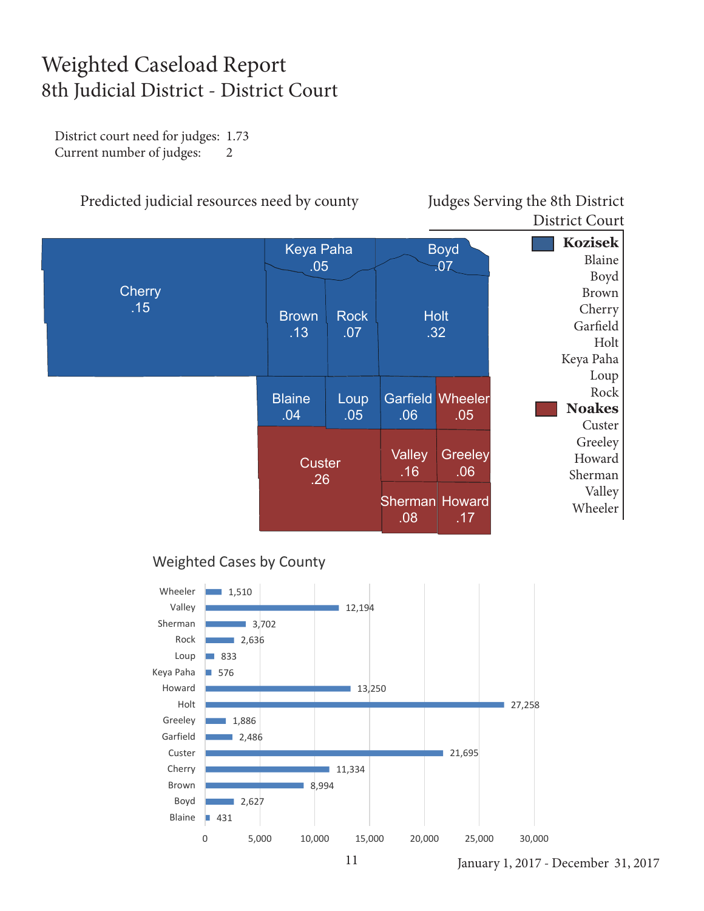# Weighted Caseload Report

## 8th Judicial District - District Court

District court need for judges: 1.73
Current number of judges: 2

### Predicted judicial resources need by county

| County | Need |
|---|---|
| Cherry | .15 |
| Keya Paha | .05 |
| Boyd | .07 |
| Brown | .13 |
| Rock | .07 |
| Holt | .32 |
| Blaine | .04 |
| Loup | .05 |
| Garfield | .06 |
| Wheeler | .05 |
| Custer | .26 |
| Valley | .16 |
| Greeley | .06 |
| Sherman | .08 |
| Howard | .17 |

### Judges Serving the 8th District District Court

**Kozisek**
- Blaine
- Boyd
- Brown
- Cherry
- Garfield
- Holt
- Keya Paha
- Loup
- Rock

**Noakes**
- Custer
- Greeley
- Howard
- Sherman
- Valley
- Wheeler

### Weighted Cases by County

| County | Weighted Cases |
|---|---|
| Wheeler | 1,510 |
| Valley | 12,194 |
| Sherman | 3,702 |
| Rock | 2,636 |
| Loup | 833 |
| Keya Paha | 576 |
| Howard | 13,250 |
| Holt | 27,258 |
| Greeley | 1,886 |
| Garfield | 2,486 |
| Custer | 21,695 |
| Cherry | 11,334 |
| Brown | 8,994 |
| Boyd | 2,627 |
| Blaine | 431 |

January 1, 2017 - December 31, 2017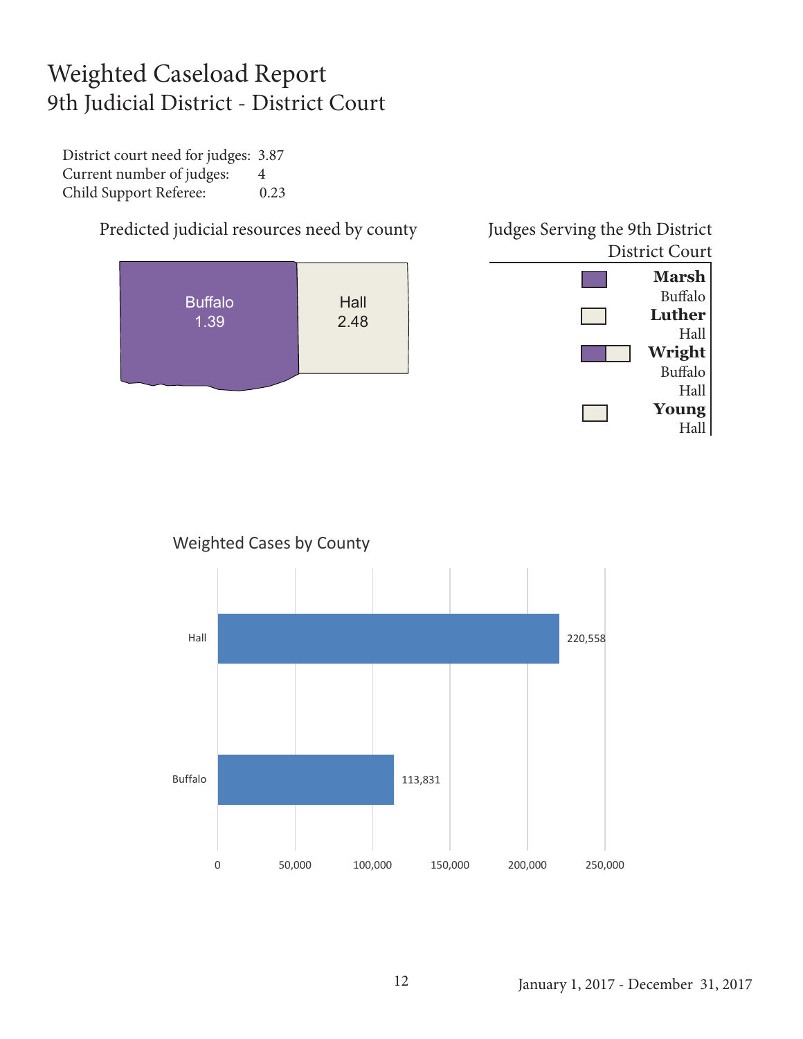# Weighted Caseload Report
## 9th Judicial District - District Court

District court need for judges: 3.87
Current number of judges: 4
Child Support Referee: 0.23

### Predicted judicial resources need by county

| County | Need |
|---|---|
| Buffalo | 1.39 |
| Hall | 2.48 |

### Judges Serving the 9th District District Court

**Marsh**
Buffalo

**Luther**
Hall

**Wright**
Buffalo
Hall

**Young**
Hall

### Weighted Cases by County

| County | Weighted Cases |
|---|---|
| Hall | 220,558 |
| Buffalo | 113,831 |

January 1, 2017 - December 31, 2017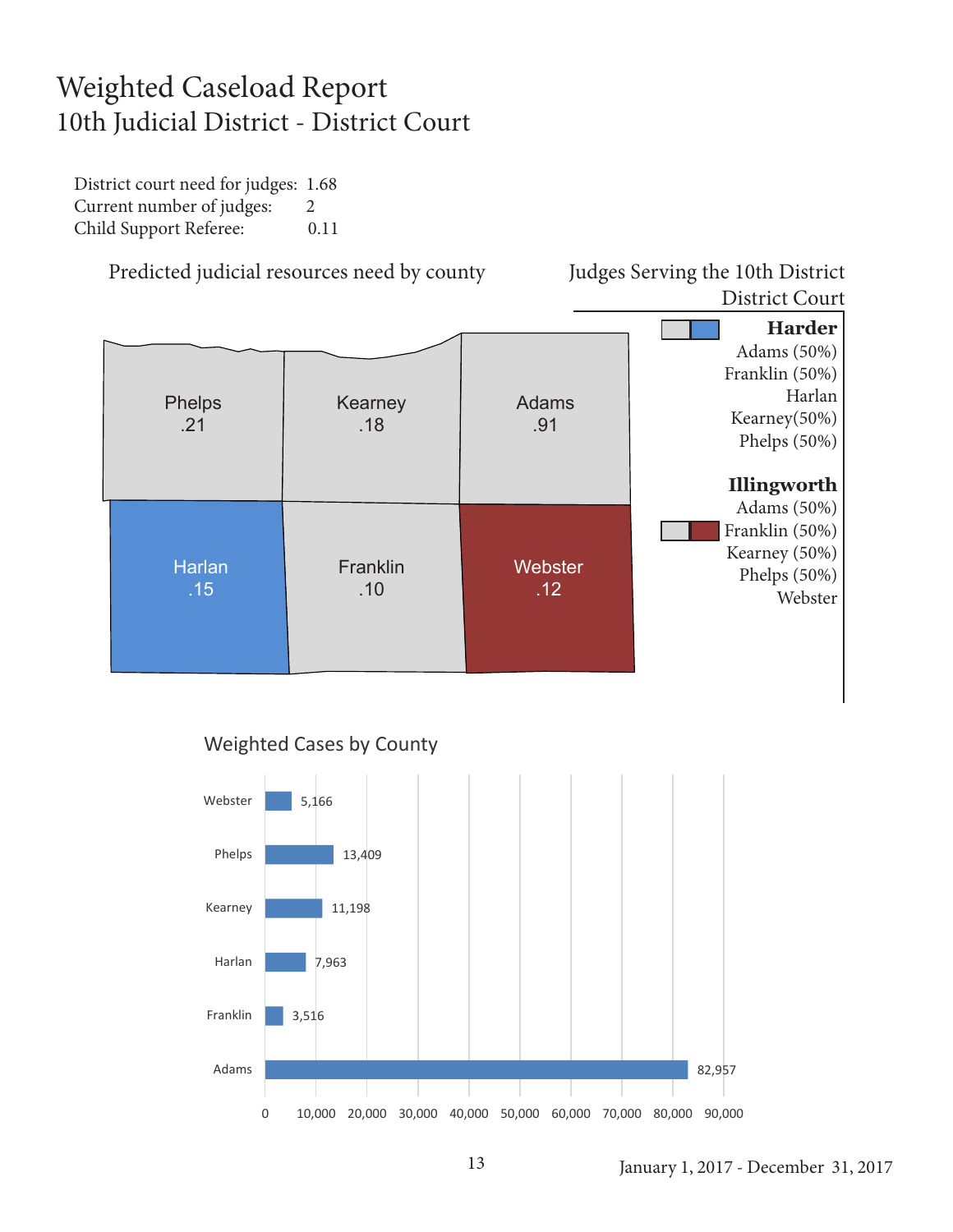# Weighted Caseload Report

## 10th Judicial District - District Court

District court need for judges: 1.68
Current number of judges: 2
Child Support Referee: 0.11

### Predicted judicial resources need by county

| County | Need |
|---|---|
| Phelps | .21 |
| Kearney | .18 |
| Adams | .91 |
| Harlan | .15 |
| Franklin | .10 |
| Webster | .12 |

### Judges Serving the 10th District District Court

**Harder**
Adams (50%)
Franklin (50%)
Harlan
Kearney(50%)
Phelps (50%)

**Illingworth**
Adams (50%)
Franklin (50%)
Kearney (50%)
Phelps (50%)
Webster

### Weighted Cases by County

| County | Weighted Cases |
|---|---|
| Webster | 5,166 |
| Phelps | 13,409 |
| Kearney | 11,198 |
| Harlan | 7,963 |
| Franklin | 3,516 |
| Adams | 82,957 |

January 1, 2017 - December 31, 2017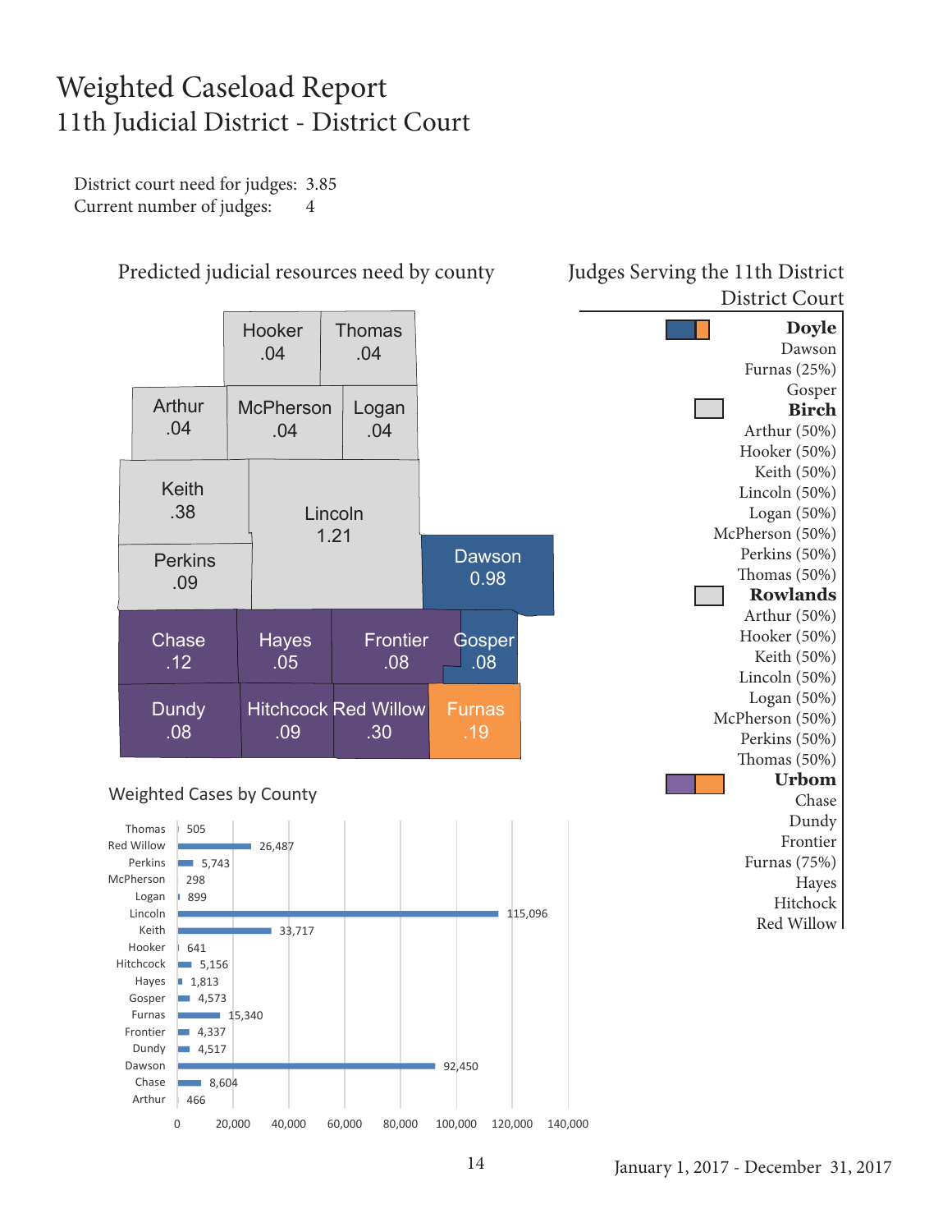# Weighted Caseload Report
## 11th Judicial District - District Court

District court need for judges: 3.85
Current number of judges: 4

### Predicted judicial resources need by county

| County | Need |
|---|---|
| Hooker | .04 |
| Thomas | .04 |
| Arthur | .04 |
| McPherson | .04 |
| Logan | .04 |
| Keith | .38 |
| Lincoln | 1.21 |
| Perkins | .09 |
| Dawson | 0.98 |
| Chase | .12 |
| Hayes | .05 |
| Frontier | .08 |
| Gosper | .08 |
| Dundy | .08 |
| Hitchcock | .09 |
| Red Willow | .30 |
| Furnas | .19 |

### Judges Serving the 11th District District Court

**Doyle**
Dawson
Furnas (25%)
Gosper

**Birch**
Arthur (50%)
Hooker (50%)
Keith (50%)
Lincoln (50%)
Logan (50%)
McPherson (50%)
Perkins (50%)
Thomas (50%)

**Rowlands**
Arthur (50%)
Hooker (50%)
Keith (50%)
Lincoln (50%)
Logan (50%)
McPherson (50%)
Perkins (50%)
Thomas (50%)

**Urbom**
Chase
Dundy
Frontier
Furnas (75%)
Hayes
Hitchcock
Red Willow

### Weighted Cases by County

| County | Weighted Cases |
|---|---|
| Thomas | 505 |
| Red Willow | 26,487 |
| Perkins | 5,743 |
| McPherson | 298 |
| Logan | 899 |
| Lincoln | 115,096 |
| Keith | 33,717 |
| Hooker | 641 |
| Hitchcock | 5,156 |
| Hayes | 1,813 |
| Gosper | 4,573 |
| Furnas | 15,340 |
| Frontier | 4,337 |
| Dundy | 4,517 |
| Dawson | 92,450 |
| Chase | 8,604 |
| Arthur | 466 |

January 1, 2017 - December 31, 2017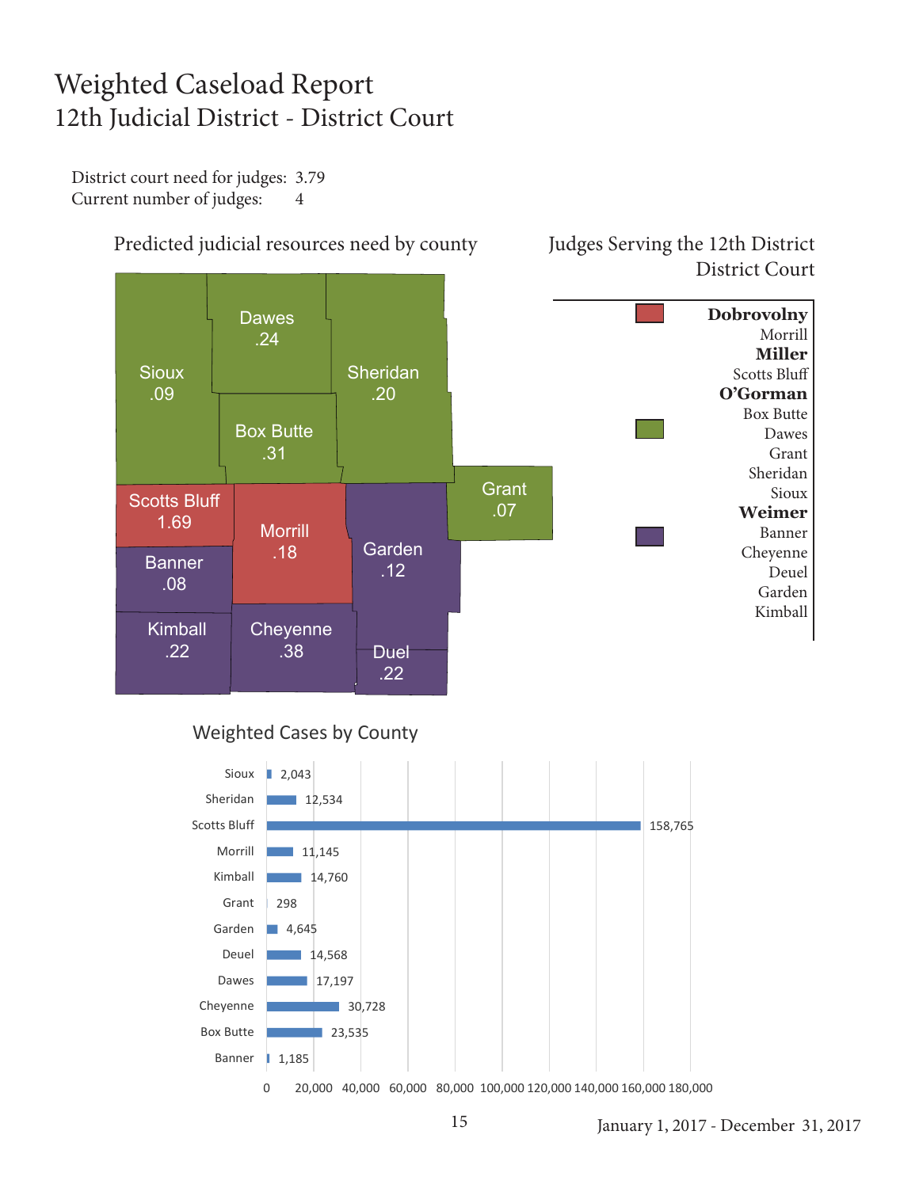# Weighted Caseload Report
## 12th Judicial District - District Court

District court need for judges: 3.79
Current number of judges: 4

### Predicted judicial resources need by county

Dawes .24
Sioux .09
Sheridan .20
Box Butte .31
Grant .07
Scotts Bluff 1.69
Morrill .18
Garden .12
Banner .08
Kimball .22
Cheyenne .38
Duel .22

### Judges Serving the 12th District District Court

**Dobrovolny**
Morrill
**Miller**
Scotts Bluff
**O'Gorman**
Box Butte
Dawes
Grant
Sheridan
Sioux
**Weimer**
Banner
Cheyenne
Deuel
Garden
Kimball

### Weighted Cases by County

Sioux 2,043
Sheridan 12,534
Scotts Bluff 158,765
Morrill 11,145
Kimball 14,760
Grant 298
Garden 4,645
Deuel 14,568
Dawes 17,197
Cheyenne 30,728
Box Butte 23,535
Banner 1,185

0 20,000 40,000 60,000 80,000 100,000 120,000 140,000 160,000 180,000

January 1, 2017 - December 31, 2017